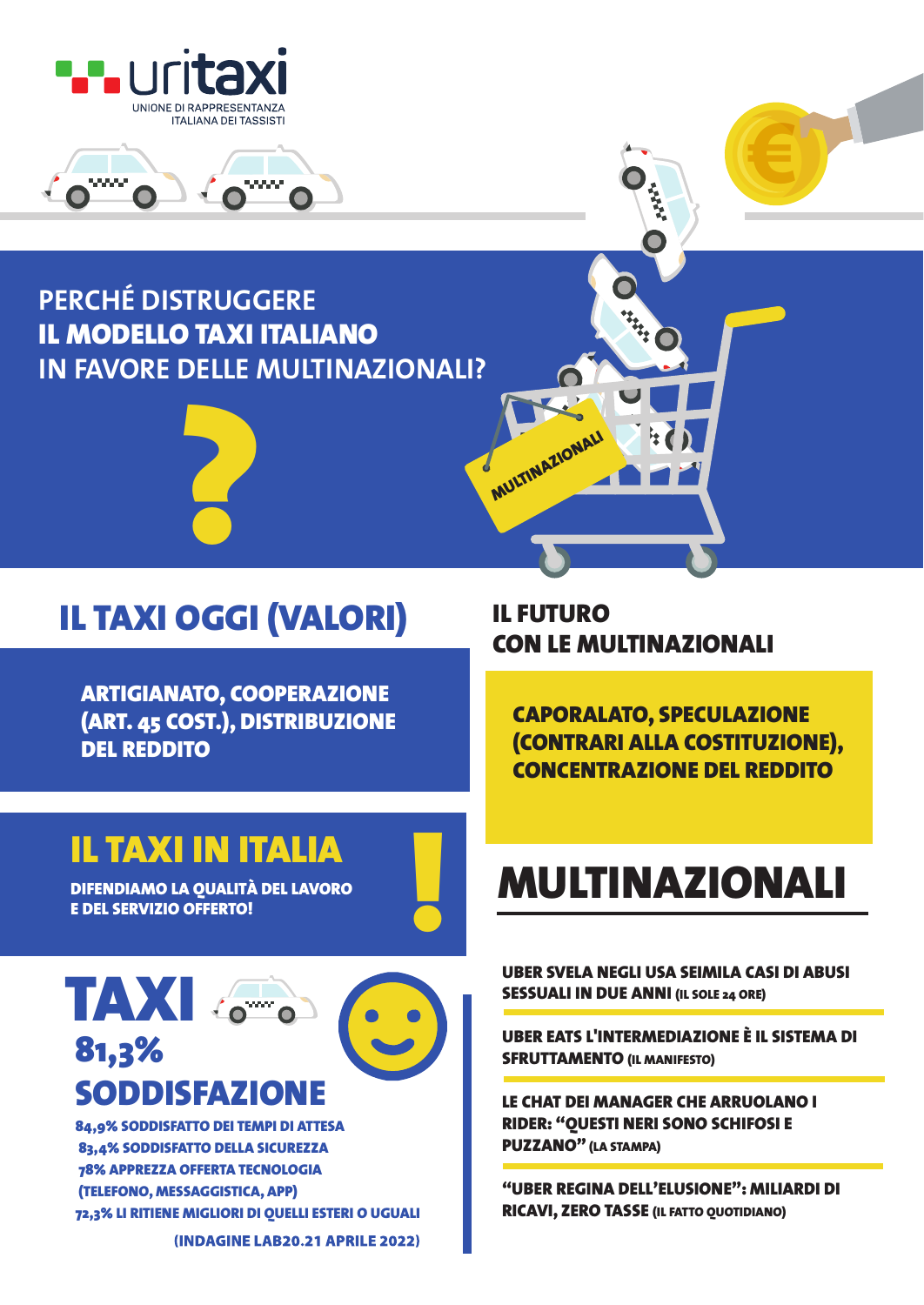uritaxi

UNIONE DI RAPPRESENTANZA ITALIANA DEI TASSISTI

# PERCHÉ DISTRUGGERE **IL MODELLO TAXI ITALIANO** IN FAVORE DELLE MULTINAZIONALI?

MULTINAZIONALI

## IL TAXI OGGI (VALORI)

**ARTIGIANATO, COOPERAZIONE (ART. 45 COST.), DISTRIBUZIONE DEL REDDITO**

## IL FUTURO CON LE MULTINAZIONALI

**CAPORALATO, SPECULAZIONE (CONTRARI ALLA COSTITUZIONE), CONCENTRAZIONE DEL REDDITO**

## IL TAXI IN ITALIA

**DIFENDIAMO LA QUALITÀ DEL LAVORO E DEL SERVIZIO OFFERTO!**

## TAXI

## 81,3% SODDISFAZIONE

- 84,9% SODDISFATTO DEI TEMPI DI ATTESA
- 83,4% SODDISFATTO DELLA SICUREZZA
- 78% APPREZZA OFFERTA TECNOLOGIA (TELEFONO, MESSAGGISTICA, APP)
- 72,3% LI RITIENE MIGLIORI DI QUELLI ESTERI O UGUALI

(INDAGINE LAB20.21 APRILE 2022)

## MULTINAZIONALI

**UBER SVELA NEGLI USA SEIMILA CASI DI ABUSI SESSUALI IN DUE ANNI** (IL SOLE 24 ORE)

**UBER EATS L'INTERMEDIAZIONE È IL SISTEMA DI SFRUTTAMENTO** (IL MANIFESTO)

**LE CHAT DEI MANAGER CHE ARRUOLANO I RIDER: "QUESTI NERI SONO SCHIFOSI E PUZZANO"** (LA STAMPA)

**"UBER REGINA DELL'ELUSIONE": MILIARDI DI RICAVI, ZERO TASSE** (IL FATTO QUOTIDIANO)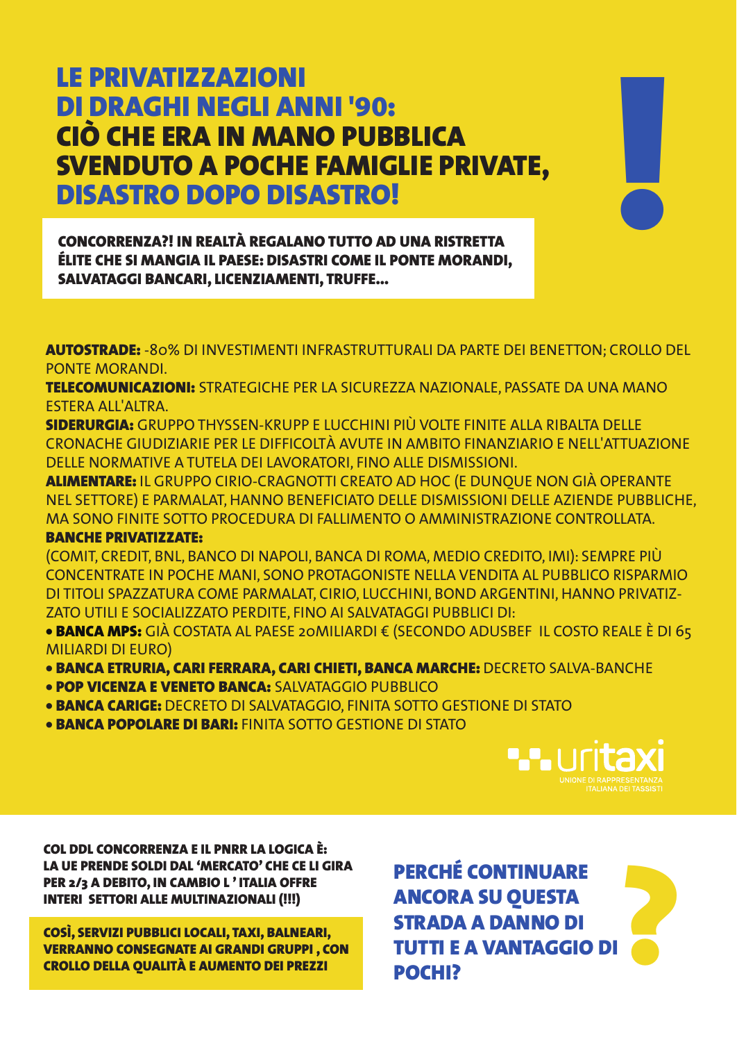# LE PRIVATIZZAZIONI DI DRAGHI NEGLI ANNI '90: CIÒ CHE ERA IN MANO PUBBLICA SVENDUTO A POCHE FAMIGLIE PRIVATE, DISASTRO DOPO DISASTRO!

**CONCORRENZA?! IN REALTÀ REGALANO TUTTO AD UNA RISTRETTA ÉLITE CHE SI MANGIA IL PAESE: DISASTRI COME IL PONTE MORANDI, SALVATAGGI BANCARI, LICENZIAMENTI, TRUFFE...**

**AUTOSTRADE:** -80% DI INVESTIMENTI INFRASTRUTTURALI DA PARTE DEI BENETTON; CROLLO DEL PONTE MORANDI.

**TELECOMUNICAZIONI:** STRATEGICHE PER LA SICUREZZA NAZIONALE, PASSATE DA UNA MANO ESTERA ALL'ALTRA.

**SIDERURGIA:** GRUPPO THYSSEN-KRUPP E LUCCHINI PIÙ VOLTE FINITE ALLA RIBALTA DELLE CRONACHE GIUDIZIARIE PER LE DIFFICOLTÀ AVUTE IN AMBITO FINANZIARIO E NELL'ATTUAZIONE DELLE NORMATIVE A TUTELA DEI LAVORATORI, FINO ALLE DISMISSIONI.

**ALIMENTARE:** IL GRUPPO CIRIO-CRAGNOTTI CREATO AD HOC (E DUNQUE NON GIÀ OPERANTE NEL SETTORE) E PARMALAT, HANNO BENEFICIATO DELLE DISMISSIONI DELLE AZIENDE PUBBLICHE, MA SONO FINITE SOTTO PROCEDURA DI FALLIMENTO O AMMINISTRAZIONE CONTROLLATA.

**BANCHE PRIVATIZZATE:**
(COMIT, CREDIT, BNL, BANCO DI NAPOLI, BANCA DI ROMA, MEDIO CREDITO, IMI): SEMPRE PIÙ CONCENTRATE IN POCHE MANI, SONO PROTAGONISTE NELLA VENDITA AL PUBBLICO RISPARMIO DI TITOLI SPAZZATURA COME PARMALAT, CIRIO, LUCCHINI, BOND ARGENTINI, HANNO PRIVATIZZATO UTILI E SOCIALIZZATO PERDITE, FINO AI SALVATAGGI PUBBLICI DI:

- **BANCA MPS:** GIÀ COSTATA AL PAESE 20MILIARDI € (SECONDO ADUSBEF IL COSTO REALE È DI 65 MILIARDI DI EURO)
- **BANCA ETRURIA, CARI FERRARA, CARI CHIETI, BANCA MARCHE:** DECRETO SALVA-BANCHE
- **POP VICENZA E VENETO BANCA:** SALVATAGGIO PUBBLICO
- **BANCA CARIGE:** DECRETO DI SALVATAGGIO, FINITA SOTTO GESTIONE DI STATO
- **BANCA POPOLARE DI BARI:** FINITA SOTTO GESTIONE DI STATO

uritaxi
UNIONE DI RAPPRESENTANZA ITALIANA DEI TASSISTI

**COL DDL CONCORRENZA E IL PNRR LA LOGICA È: LA UE PRENDE SOLDI DAL 'MERCATO' CHE CE LI GIRA PER 2/3 A DEBITO, IN CAMBIO L'ITALIA OFFRE INTERI SETTORI ALLE MULTINAZIONALI (!!!)**

**COSÌ, SERVIZI PUBBLICI LOCALI, TAXI, BALNEARI, VERRANNO CONSEGNATE AI GRANDI GRUPPI, CON CROLLO DELLA QUALITÀ E AUMENTO DEI PREZZI**

## PERCHÉ CONTINUARE ANCORA SU QUESTA STRADA A DANNO DI TUTTI E A VANTAGGIO DI POCHI?